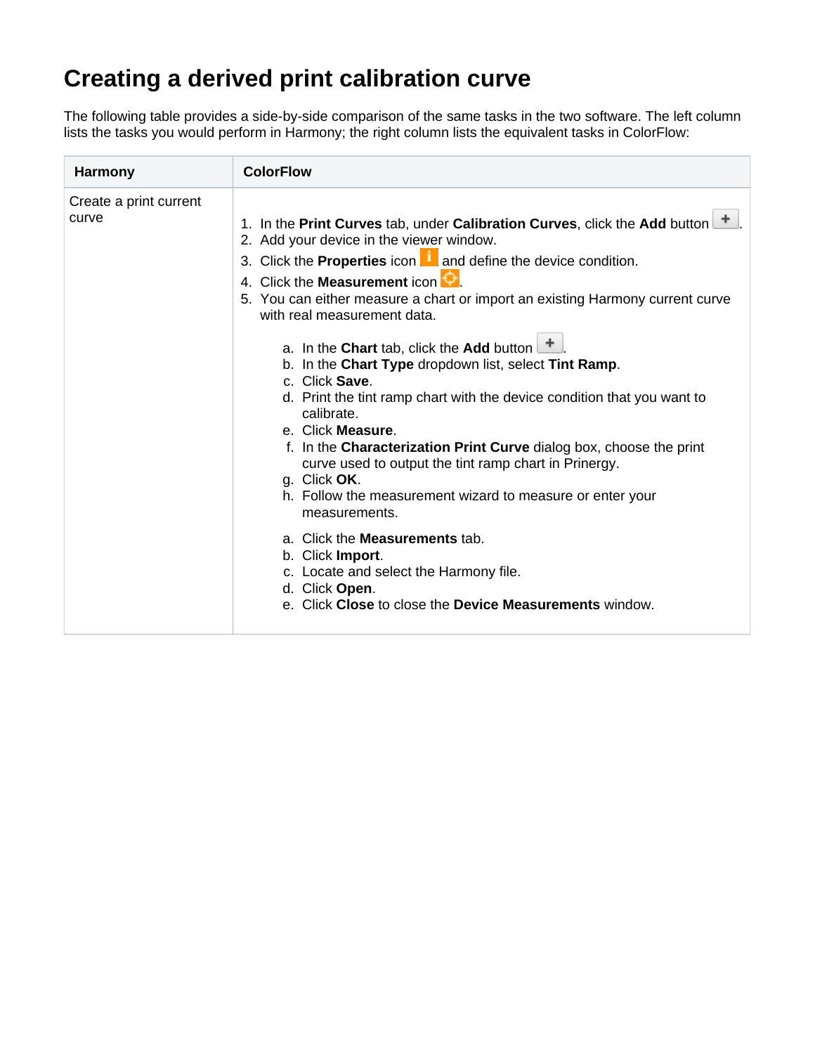# Creating a derived print calibration curve

The following table provides a side-by-side comparison of the same tasks in the two software. The left column lists the tasks you would perform in Harmony; the right column lists the equivalent tasks in ColorFlow:

| Harmony | ColorFlow |
|---|---|
| Create a print current curve | 1. In the **Print Curves** tab, under **Calibration Curves**, click the **Add** button.<br>2. Add your device in the viewer window.<br>3. Click the **Properties** icon and define the device condition.<br>4. Click the **Measurement** icon.<br>5. You can either measure a chart or import an existing Harmony current curve with real measurement data.<br><br>a. In the **Chart** tab, click the **Add** button.<br>b. In the **Chart Type** dropdown list, select **Tint Ramp**.<br>c. Click **Save**.<br>d. Print the tint ramp chart with the device condition that you want to calibrate.<br>e. Click **Measure**.<br>f. In the **Characterization Print Curve** dialog box, choose the print curve used to output the tint ramp chart in Prinergy.<br>g. Click **OK**.<br>h. Follow the measurement wizard to measure or enter your measurements.<br><br>a. Click the **Measurements** tab.<br>b. Click **Import**.<br>c. Locate and select the Harmony file.<br>d. Click **Open**.<br>e. Click **Close** to close the **Device Measurements** window. |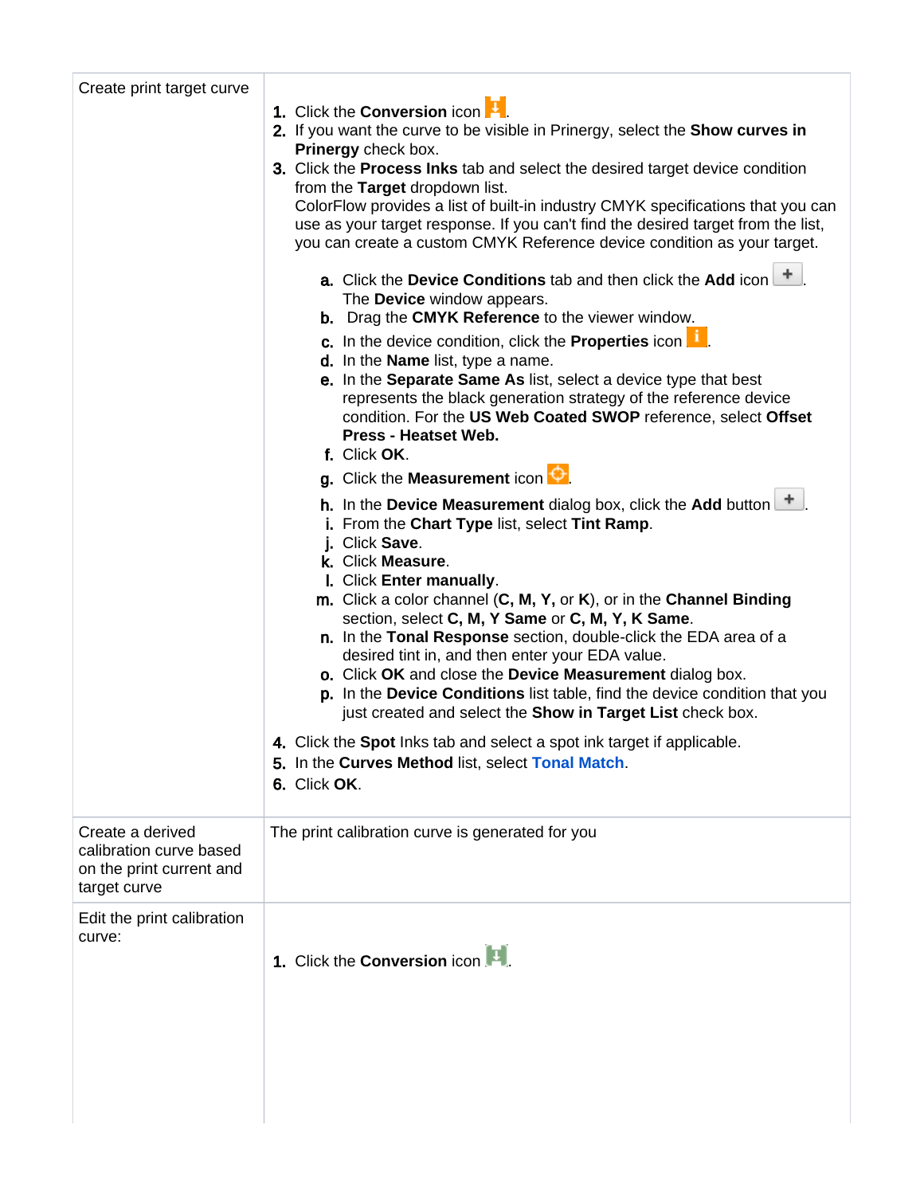| | |
|---|---|
| Create print target curve | 1. Click the **Conversion** icon . <br>2. If you want the curve to be visible in Prinergy, select the **Show curves in Prinergy** check box. <br>3. Click the **Process Inks** tab and select the desired target device condition from the **Target** dropdown list. <br>ColorFlow provides a list of built-in industry CMYK specifications that you can use as your target response. If you can't find the desired target from the list, you can create a custom CMYK Reference device condition as your target. <br>a. Click the **Device Conditions** tab and then click the **Add** icon . The **Device** window appears. <br>b. Drag the **CMYK Reference** to the viewer window. <br>c. In the device condition, click the **Properties** icon . <br>d. In the **Name** list, type a name. <br>e. In the **Separate Same As** list, select a device type that best represents the black generation strategy of the reference device condition. For the **US Web Coated SWOP** reference, select **Offset Press - Heatset Web.** <br>f. Click **OK**. <br>g. Click the **Measurement** icon . <br>h. In the **Device Measurement** dialog box, click the **Add** button . <br>i. From the **Chart Type** list, select **Tint Ramp**. <br>j. Click **Save**. <br>k. Click **Measure**. <br>l. Click **Enter manually**. <br>m. Click a color channel (**C, M, Y,** or **K**), or in the **Channel Binding** section, select **C, M, Y Same** or **C, M, Y, K Same**. <br>n. In the **Tonal Response** section, double-click the EDA area of a desired tint in, and then enter your EDA value. <br>o. Click **OK** and close the **Device Measurement** dialog box. <br>p. In the **Device Conditions** list table, find the device condition that you just created and select the **Show in Target List** check box. <br>4. Click the **Spot** Inks tab and select a spot ink target if applicable. <br>5. In the **Curves Method** list, select Tonal Match. <br>6. Click **OK**. |
| Create a derived calibration curve based on the print current and target curve | The print calibration curve is generated for you |
| Edit the print calibration curve: | 1. Click the **Conversion** icon . |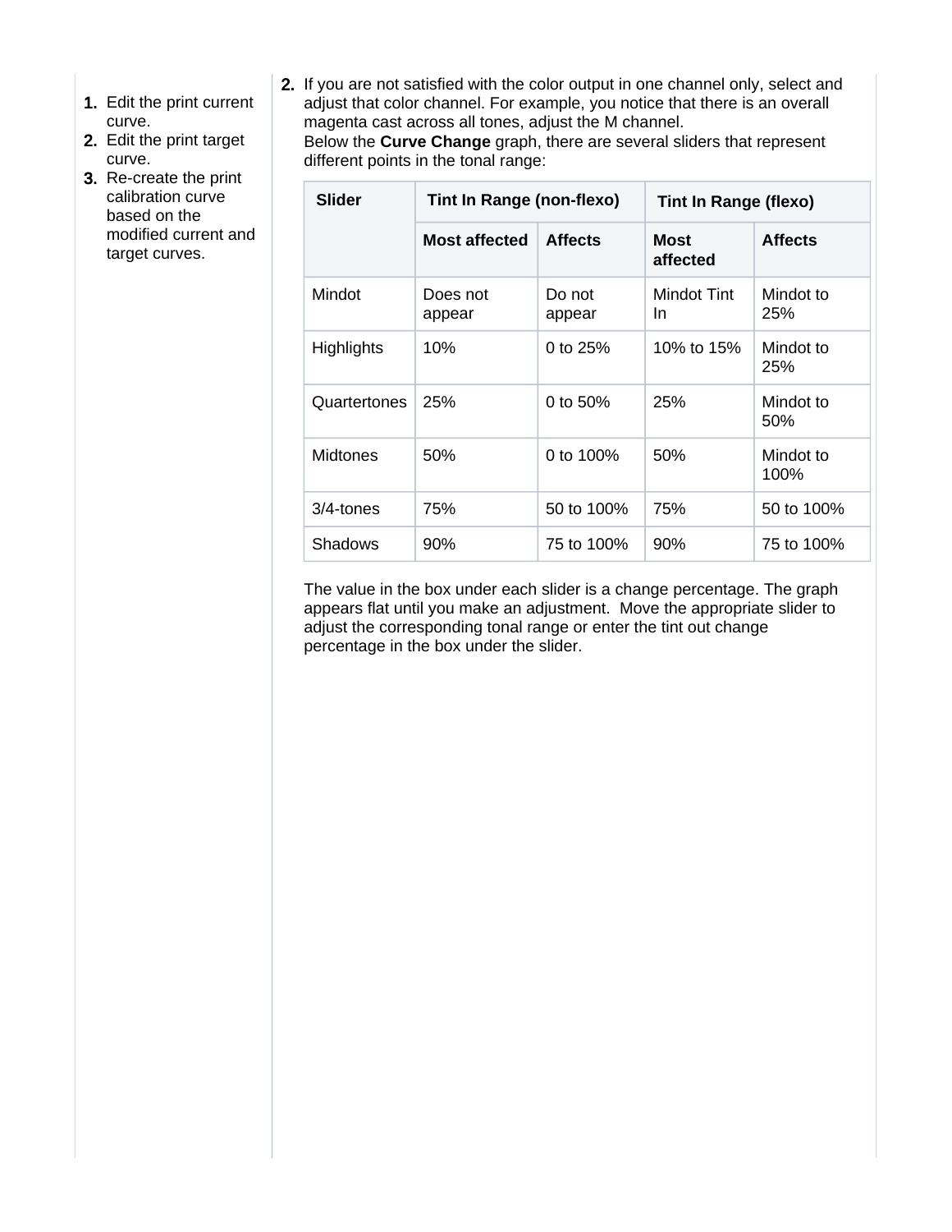1. Edit the print current curve.
2. Edit the print target curve.
3. Re-create the print calibration curve based on the modified current and target curves.

2. If you are not satisfied with the color output in one channel only, select and adjust that color channel. For example, you notice that there is an overall magenta cast across all tones, adjust the M channel.
   Below the **Curve Change** graph, there are several sliders that represent different points in the tonal range:

| Slider | Tint In Range (non-flexo) | | Tint In Range (flexo) | |
|---|---|---|---|---|
| | **Most affected** | **Affects** | **Most affected** | **Affects** |
| Mindot | Does not appear | Do not appear | Mindot Tint In | Mindot to 25% |
| Highlights | 10% | 0 to 25% | 10% to 15% | Mindot to 25% |
| Quartertones | 25% | 0 to 50% | 25% | Mindot to 50% |
| Midtones | 50% | 0 to 100% | 50% | Mindot to 100% |
| 3/4-tones | 75% | 50 to 100% | 75% | 50 to 100% |
| Shadows | 90% | 75 to 100% | 90% | 75 to 100% |

   The value in the box under each slider is a change percentage. The graph appears flat until you make an adjustment. Move the appropriate slider to adjust the corresponding tonal range or enter the tint out change percentage in the box under the slider.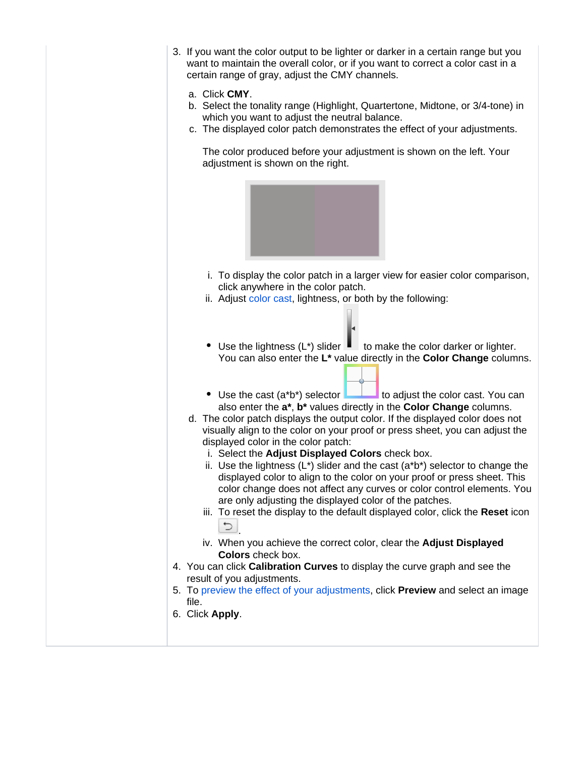3. If you want the color output to be lighter or darker in a certain range but you want to maintain the overall color, or if you want to correct a color cast in a certain range of gray, adjust the CMY channels.

   a. Click **CMY**.
   b. Select the tonality range (Highlight, Quartertone, Midtone, or 3/4-tone) in which you want to adjust the neutral balance.
   c. The displayed color patch demonstrates the effect of your adjustments.

      The color produced before your adjustment is shown on the left. Your adjustment is shown on the right.

      i. To display the color patch in a larger view for easier color comparison, click anywhere in the color patch.
      ii. Adjust color cast, lightness, or both by the following:

      - Use the lightness (L*) slider to make the color darker or lighter. You can also enter the **L*** value directly in the **Color Change** columns.
      - Use the cast (a*b*) selector to adjust the color cast. You can also enter the **a***, **b*** values directly in the **Color Change** columns.

   d. The color patch displays the output color. If the displayed color does not visually align to the color on your proof or press sheet, you can adjust the displayed color in the color patch:
      i. Select the **Adjust Displayed Colors** check box.
      ii. Use the lightness (L*) slider and the cast (a*b*) selector to change the displayed color to align to the color on your proof or press sheet. This color change does not affect any curves or color control elements. You are only adjusting the displayed color of the patches.
      iii. To reset the display to the default displayed color, click the **Reset** icon .
      iv. When you achieve the correct color, clear the **Adjust Displayed Colors** check box.

4. You can click **Calibration Curves** to display the curve graph and see the result of you adjustments.
5. To preview the effect of your adjustments, click **Preview** and select an image file.
6. Click **Apply**.